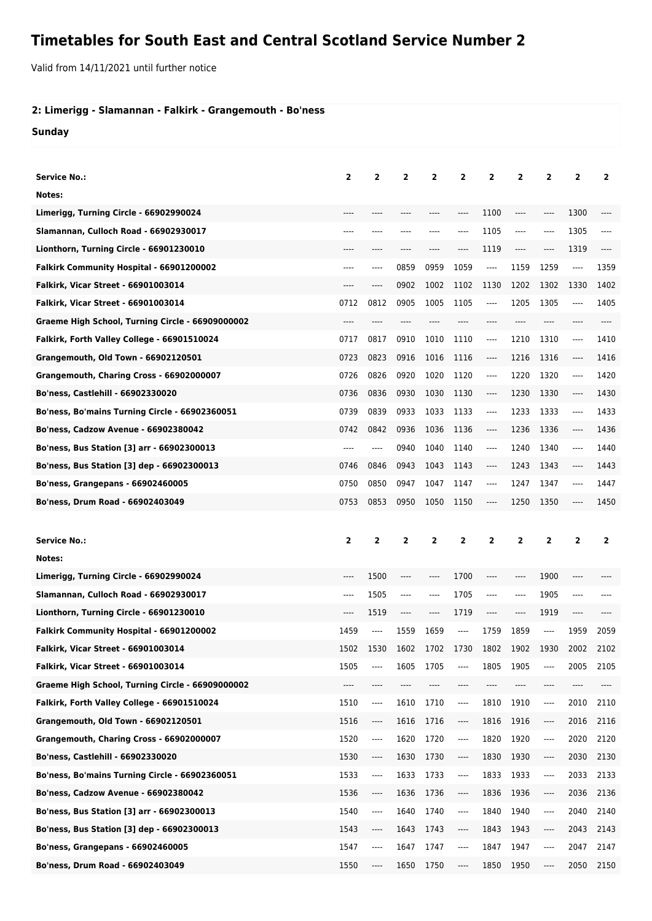# Timetables for South East and Central Scotland Service Number 2

Valid from 14/11/2021 until further notice

## 2: Limerigg - Slamannan - Falkirk - Grangemouth - Bo'ness

### Sunday

| Service No.: | 2 | 2 | 2 | 2 | 2 | 2 | 2 | 2 | 2 | 2 |
|---|---|---|---|---|---|---|---|---|---|---|
| Notes: | | | | | | | | | | |
| Limerigg, Turning Circle - 66902990024 | ---- | ---- | ---- | ---- | ---- | 1100 | ---- | ---- | 1300 | ---- |
| Slamannan, Culloch Road - 66902930017 | ---- | ---- | ---- | ---- | ---- | 1105 | ---- | ---- | 1305 | ---- |
| Lionthorn, Turning Circle - 66901230010 | ---- | ---- | ---- | ---- | ---- | 1119 | ---- | ---- | 1319 | ---- |
| Falkirk Community Hospital - 66901200002 | ---- | ---- | 0859 | 0959 | 1059 | ---- | 1159 | 1259 | ---- | 1359 |
| Falkirk, Vicar Street - 66901003014 | ---- | ---- | 0902 | 1002 | 1102 | 1130 | 1202 | 1302 | 1330 | 1402 |
| Falkirk, Vicar Street - 66901003014 | 0712 | 0812 | 0905 | 1005 | 1105 | ---- | 1205 | 1305 | ---- | 1405 |
| Graeme High School, Turning Circle - 66909000002 | ---- | ---- | ---- | ---- | ---- | ---- | ---- | ---- | ---- | ---- |
| Falkirk, Forth Valley College - 66901510024 | 0717 | 0817 | 0910 | 1010 | 1110 | ---- | 1210 | 1310 | ---- | 1410 |
| Grangemouth, Old Town - 66902120501 | 0723 | 0823 | 0916 | 1016 | 1116 | ---- | 1216 | 1316 | ---- | 1416 |
| Grangemouth, Charing Cross - 66902000007 | 0726 | 0826 | 0920 | 1020 | 1120 | ---- | 1220 | 1320 | ---- | 1420 |
| Bo'ness, Castlehill - 66902330020 | 0736 | 0836 | 0930 | 1030 | 1130 | ---- | 1230 | 1330 | ---- | 1430 |
| Bo'ness, Bo'mains Turning Circle - 66902360051 | 0739 | 0839 | 0933 | 1033 | 1133 | ---- | 1233 | 1333 | ---- | 1433 |
| Bo'ness, Cadzow Avenue - 66902380042 | 0742 | 0842 | 0936 | 1036 | 1136 | ---- | 1236 | 1336 | ---- | 1436 |
| Bo'ness, Bus Station [3] arr - 66902300013 | ---- | ---- | 0940 | 1040 | 1140 | ---- | 1240 | 1340 | ---- | 1440 |
| Bo'ness, Bus Station [3] dep - 66902300013 | 0746 | 0846 | 0943 | 1043 | 1143 | ---- | 1243 | 1343 | ---- | 1443 |
| Bo'ness, Grangepans - 66902460005 | 0750 | 0850 | 0947 | 1047 | 1147 | ---- | 1247 | 1347 | ---- | 1447 |
| Bo'ness, Drum Road - 66902403049 | 0753 | 0853 | 0950 | 1050 | 1150 | ---- | 1250 | 1350 | ---- | 1450 |

| Service No.: | 2 | 2 | 2 | 2 | 2 | 2 | 2 | 2 | 2 | 2 |
|---|---|---|---|---|---|---|---|---|---|---|
| Notes: | | | | | | | | | | |
| Limerigg, Turning Circle - 66902990024 | ---- | 1500 | ---- | ---- | 1700 | ---- | ---- | 1900 | ---- | ---- |
| Slamannan, Culloch Road - 66902930017 | ---- | 1505 | ---- | ---- | 1705 | ---- | ---- | 1905 | ---- | ---- |
| Lionthorn, Turning Circle - 66901230010 | ---- | 1519 | ---- | ---- | 1719 | ---- | ---- | 1919 | ---- | ---- |
| Falkirk Community Hospital - 66901200002 | 1459 | ---- | 1559 | 1659 | ---- | 1759 | 1859 | ---- | 1959 | 2059 |
| Falkirk, Vicar Street - 66901003014 | 1502 | 1530 | 1602 | 1702 | 1730 | 1802 | 1902 | 1930 | 2002 | 2102 |
| Falkirk, Vicar Street - 66901003014 | 1505 | ---- | 1605 | 1705 | ---- | 1805 | 1905 | ---- | 2005 | 2105 |
| Graeme High School, Turning Circle - 66909000002 | ---- | ---- | ---- | ---- | ---- | ---- | ---- | ---- | ---- | ---- |
| Falkirk, Forth Valley College - 66901510024 | 1510 | ---- | 1610 | 1710 | ---- | 1810 | 1910 | ---- | 2010 | 2110 |
| Grangemouth, Old Town - 66902120501 | 1516 | ---- | 1616 | 1716 | ---- | 1816 | 1916 | ---- | 2016 | 2116 |
| Grangemouth, Charing Cross - 66902000007 | 1520 | ---- | 1620 | 1720 | ---- | 1820 | 1920 | ---- | 2020 | 2120 |
| Bo'ness, Castlehill - 66902330020 | 1530 | ---- | 1630 | 1730 | ---- | 1830 | 1930 | ---- | 2030 | 2130 |
| Bo'ness, Bo'mains Turning Circle - 66902360051 | 1533 | ---- | 1633 | 1733 | ---- | 1833 | 1933 | ---- | 2033 | 2133 |
| Bo'ness, Cadzow Avenue - 66902380042 | 1536 | ---- | 1636 | 1736 | ---- | 1836 | 1936 | ---- | 2036 | 2136 |
| Bo'ness, Bus Station [3] arr - 66902300013 | 1540 | ---- | 1640 | 1740 | ---- | 1840 | 1940 | ---- | 2040 | 2140 |
| Bo'ness, Bus Station [3] dep - 66902300013 | 1543 | ---- | 1643 | 1743 | ---- | 1843 | 1943 | ---- | 2043 | 2143 |
| Bo'ness, Grangepans - 66902460005 | 1547 | ---- | 1647 | 1747 | ---- | 1847 | 1947 | ---- | 2047 | 2147 |
| Bo'ness, Drum Road - 66902403049 | 1550 | ---- | 1650 | 1750 | ---- | 1850 | 1950 | ---- | 2050 | 2150 |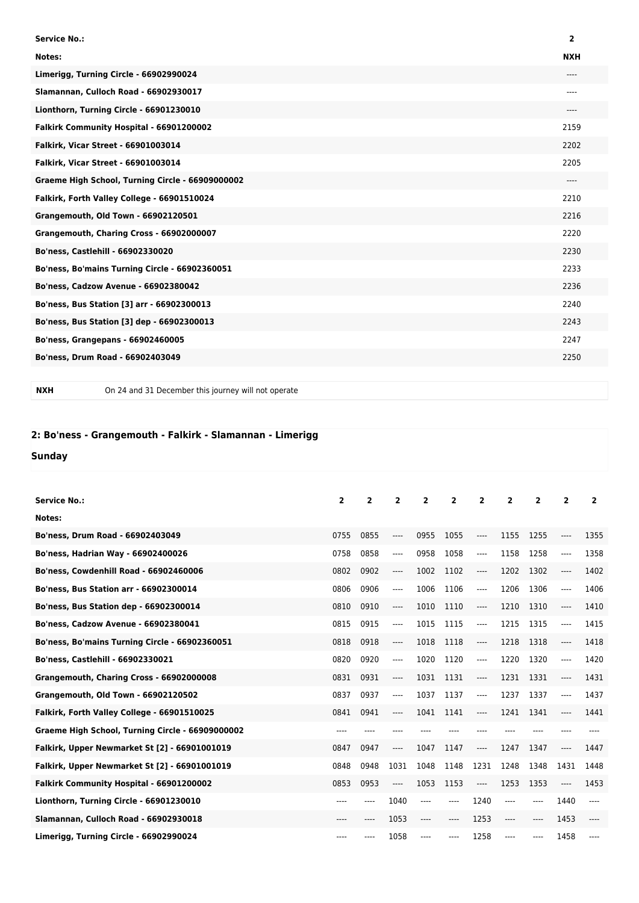| Service No.: | 2 |
| --- | --- |
| Notes: | NXH |
| Limerigg, Turning Circle - 66902990024 | ---- |
| Slamannan, Culloch Road - 66902930017 | ---- |
| Lionthorn, Turning Circle - 66901230010 | ---- |
| Falkirk Community Hospital - 66901200002 | 2159 |
| Falkirk, Vicar Street - 66901003014 | 2202 |
| Falkirk, Vicar Street - 66901003014 | 2205 |
| Graeme High School, Turning Circle - 66909000002 | ---- |
| Falkirk, Forth Valley College - 66901510024 | 2210 |
| Grangemouth, Old Town - 66902120501 | 2216 |
| Grangemouth, Charing Cross - 66902000007 | 2220 |
| Bo'ness, Castlehill - 66902330020 | 2230 |
| Bo'ness, Bo'mains Turning Circle - 66902360051 | 2233 |
| Bo'ness, Cadzow Avenue - 66902380042 | 2236 |
| Bo'ness, Bus Station [3] arr - 66902300013 | 2240 |
| Bo'ness, Bus Station [3] dep - 66902300013 | 2243 |
| Bo'ness, Grangepans - 66902460005 | 2247 |
| Bo'ness, Drum Road - 66902403049 | 2250 |

**NXH** On 24 and 31 December this journey will not operate

## 2: Bo'ness - Grangemouth - Falkirk - Slamannan - Limerigg

## Sunday

| Service No.: | 2 | 2 | 2 | 2 | 2 | 2 | 2 | 2 | 2 | 2 |
| --- | --- | --- | --- | --- | --- | --- | --- | --- | --- | --- |
| Notes: | | | | | | | | | | |
| Bo'ness, Drum Road - 66902403049 | 0755 | 0855 | ---- | 0955 | 1055 | ---- | 1155 | 1255 | ---- | 1355 |
| Bo'ness, Hadrian Way - 66902400026 | 0758 | 0858 | ---- | 0958 | 1058 | ---- | 1158 | 1258 | ---- | 1358 |
| Bo'ness, Cowdenhill Road - 66902460006 | 0802 | 0902 | ---- | 1002 | 1102 | ---- | 1202 | 1302 | ---- | 1402 |
| Bo'ness, Bus Station arr - 66902300014 | 0806 | 0906 | ---- | 1006 | 1106 | ---- | 1206 | 1306 | ---- | 1406 |
| Bo'ness, Bus Station dep - 66902300014 | 0810 | 0910 | ---- | 1010 | 1110 | ---- | 1210 | 1310 | ---- | 1410 |
| Bo'ness, Cadzow Avenue - 66902380041 | 0815 | 0915 | ---- | 1015 | 1115 | ---- | 1215 | 1315 | ---- | 1415 |
| Bo'ness, Bo'mains Turning Circle - 66902360051 | 0818 | 0918 | ---- | 1018 | 1118 | ---- | 1218 | 1318 | ---- | 1418 |
| Bo'ness, Castlehill - 66902330021 | 0820 | 0920 | ---- | 1020 | 1120 | ---- | 1220 | 1320 | ---- | 1420 |
| Grangemouth, Charing Cross - 66902000008 | 0831 | 0931 | ---- | 1031 | 1131 | ---- | 1231 | 1331 | ---- | 1431 |
| Grangemouth, Old Town - 66902120502 | 0837 | 0937 | ---- | 1037 | 1137 | ---- | 1237 | 1337 | ---- | 1437 |
| Falkirk, Forth Valley College - 66901510025 | 0841 | 0941 | ---- | 1041 | 1141 | ---- | 1241 | 1341 | ---- | 1441 |
| Graeme High School, Turning Circle - 66909000002 | ---- | ---- | ---- | ---- | ---- | ---- | ---- | ---- | ---- | ---- |
| Falkirk, Upper Newmarket St [2] - 66901001019 | 0847 | 0947 | ---- | 1047 | 1147 | ---- | 1247 | 1347 | ---- | 1447 |
| Falkirk, Upper Newmarket St [2] - 66901001019 | 0848 | 0948 | 1031 | 1048 | 1148 | 1231 | 1248 | 1348 | 1431 | 1448 |
| Falkirk Community Hospital - 66901200002 | 0853 | 0953 | ---- | 1053 | 1153 | ---- | 1253 | 1353 | ---- | 1453 |
| Lionthorn, Turning Circle - 66901230010 | ---- | ---- | 1040 | ---- | ---- | 1240 | ---- | ---- | 1440 | ---- |
| Slamannan, Culloch Road - 66902930018 | ---- | ---- | 1053 | ---- | ---- | 1253 | ---- | ---- | 1453 | ---- |
| Limerigg, Turning Circle - 66902990024 | ---- | ---- | 1058 | ---- | ---- | 1258 | ---- | ---- | 1458 | ---- |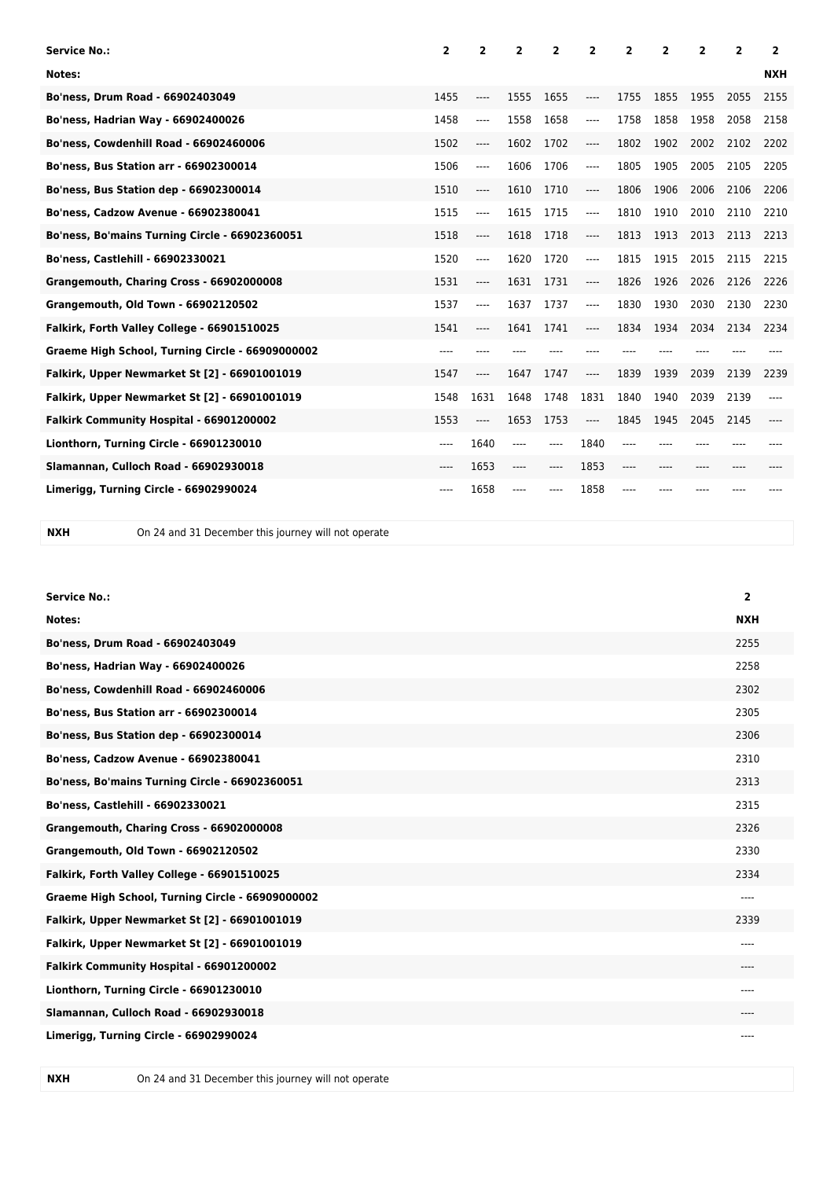| Service No.: | 2 | 2 | 2 | 2 | 2 | 2 | 2 | 2 | 2 | 2 |
|---|---|---|---|---|---|---|---|---|---|---|
| Notes: | | | | | | | | | | NXH |
| Bo'ness, Drum Road - 66902403049 | 1455 | ---- | 1555 | 1655 | ---- | 1755 | 1855 | 1955 | 2055 | 2155 |
| Bo'ness, Hadrian Way - 66902400026 | 1458 | ---- | 1558 | 1658 | ---- | 1758 | 1858 | 1958 | 2058 | 2158 |
| Bo'ness, Cowdenhill Road - 66902460006 | 1502 | ---- | 1602 | 1702 | ---- | 1802 | 1902 | 2002 | 2102 | 2202 |
| Bo'ness, Bus Station arr - 66902300014 | 1506 | ---- | 1606 | 1706 | ---- | 1805 | 1905 | 2005 | 2105 | 2205 |
| Bo'ness, Bus Station dep - 66902300014 | 1510 | ---- | 1610 | 1710 | ---- | 1806 | 1906 | 2006 | 2106 | 2206 |
| Bo'ness, Cadzow Avenue - 66902380041 | 1515 | ---- | 1615 | 1715 | ---- | 1810 | 1910 | 2010 | 2110 | 2210 |
| Bo'ness, Bo'mains Turning Circle - 66902360051 | 1518 | ---- | 1618 | 1718 | ---- | 1813 | 1913 | 2013 | 2113 | 2213 |
| Bo'ness, Castlehill - 66902330021 | 1520 | ---- | 1620 | 1720 | ---- | 1815 | 1915 | 2015 | 2115 | 2215 |
| Grangemouth, Charing Cross - 66902000008 | 1531 | ---- | 1631 | 1731 | ---- | 1826 | 1926 | 2026 | 2126 | 2226 |
| Grangemouth, Old Town - 66902120502 | 1537 | ---- | 1637 | 1737 | ---- | 1830 | 1930 | 2030 | 2130 | 2230 |
| Falkirk, Forth Valley College - 66901510025 | 1541 | ---- | 1641 | 1741 | ---- | 1834 | 1934 | 2034 | 2134 | 2234 |
| Graeme High School, Turning Circle - 66909000002 | ---- | ---- | ---- | ---- | ---- | ---- | ---- | ---- | ---- | ---- |
| Falkirk, Upper Newmarket St [2] - 66901001019 | 1547 | ---- | 1647 | 1747 | ---- | 1839 | 1939 | 2039 | 2139 | 2239 |
| Falkirk, Upper Newmarket St [2] - 66901001019 | 1548 | 1631 | 1648 | 1748 | 1831 | 1840 | 1940 | 2039 | 2139 | ---- |
| Falkirk Community Hospital - 66901200002 | 1553 | ---- | 1653 | 1753 | ---- | 1845 | 1945 | 2045 | 2145 | ---- |
| Lionthorn, Turning Circle - 66901230010 | ---- | 1640 | ---- | ---- | 1840 | ---- | ---- | ---- | ---- | ---- |
| Slamannan, Culloch Road - 66902930018 | ---- | 1653 | ---- | ---- | 1853 | ---- | ---- | ---- | ---- | ---- |
| Limerigg, Turning Circle - 66902990024 | ---- | 1658 | ---- | ---- | 1858 | ---- | ---- | ---- | ---- | ---- |

**NXH** On 24 and 31 December this journey will not operate

| Service No.: | 2 |
|---|---|
| Notes: | NXH |
| Bo'ness, Drum Road - 66902403049 | 2255 |
| Bo'ness, Hadrian Way - 66902400026 | 2258 |
| Bo'ness, Cowdenhill Road - 66902460006 | 2302 |
| Bo'ness, Bus Station arr - 66902300014 | 2305 |
| Bo'ness, Bus Station dep - 66902300014 | 2306 |
| Bo'ness, Cadzow Avenue - 66902380041 | 2310 |
| Bo'ness, Bo'mains Turning Circle - 66902360051 | 2313 |
| Bo'ness, Castlehill - 66902330021 | 2315 |
| Grangemouth, Charing Cross - 66902000008 | 2326 |
| Grangemouth, Old Town - 66902120502 | 2330 |
| Falkirk, Forth Valley College - 66901510025 | 2334 |
| Graeme High School, Turning Circle - 66909000002 | ---- |
| Falkirk, Upper Newmarket St [2] - 66901001019 | 2339 |
| Falkirk, Upper Newmarket St [2] - 66901001019 | ---- |
| Falkirk Community Hospital - 66901200002 | ---- |
| Lionthorn, Turning Circle - 66901230010 | ---- |
| Slamannan, Culloch Road - 66902930018 | ---- |
| Limerigg, Turning Circle - 66902990024 | ---- |

**NXH** On 24 and 31 December this journey will not operate